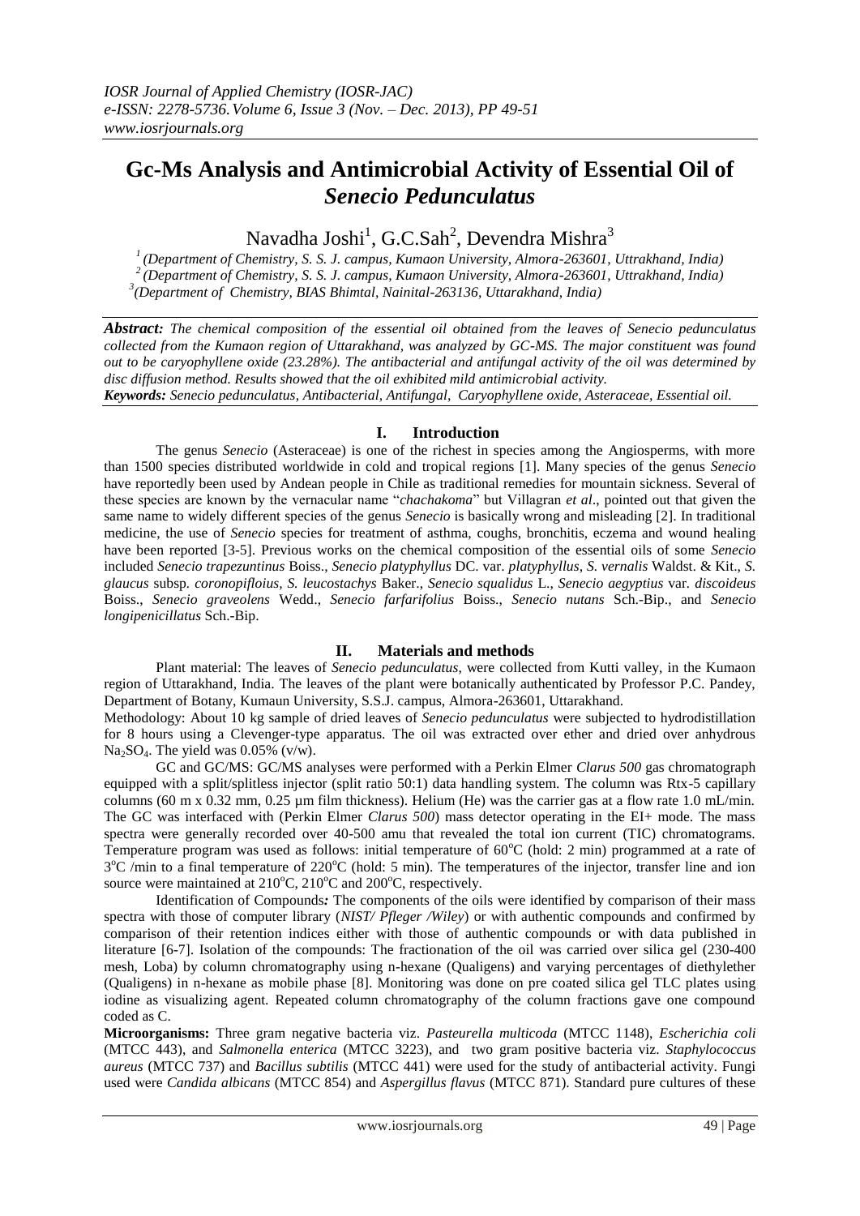# Gc-Ms Analysis and Antimicrobial Activity of Essential Oil of *Senecio Pedunculatus*

Navadha Joshi[1], G.C.Sah[2], Devendra Mishra[3]

[1] (Department of Chemistry, S. S. J. campus, Kumaon University, Almora-263601, Uttrakhand, India)
[2] (Department of Chemistry, S. S. J. campus, Kumaon University, Almora-263601, Uttrakhand, India)
[3] (Department of Chemistry, BIAS Bhimtal, Nainital-263136, Uttarakhand, India)

***Abstract:*** *The chemical composition of the essential oil obtained from the leaves of Senecio pedunculatus collected from the Kumaon region of Uttarakhand, was analyzed by GC-MS. The major constituent was found out to be caryophyllene oxide (23.28%). The antibacterial and antifungal activity of the oil was determined by disc diffusion method. Results showed that the oil exhibited mild antimicrobial activity.*

***Keywords:*** *Senecio pedunculatus, Antibacterial, Antifungal, Caryophyllene oxide, Asteraceae, Essential oil.*

## I. Introduction

The genus *Senecio* (Asteraceae) is one of the richest in species among the Angiosperms, with more than 1500 species distributed worldwide in cold and tropical regions [1]. Many species of the genus *Senecio* have reportedly been used by Andean people in Chile as traditional remedies for mountain sickness. Several of these species are known by the vernacular name "*chachakoma*" but Villagran *et al*., pointed out that given the same name to widely different species of the genus *Senecio* is basically wrong and misleading [2]. In traditional medicine, the use of *Senecio* species for treatment of asthma, coughs, bronchitis, eczema and wound healing have been reported [3-5]. Previous works on the chemical composition of the essential oils of some *Senecio* included *Senecio trapezuntinus* Boiss., *Senecio platyphyllus* DC. var. *platyphyllus*, *S. vernalis* Waldst. & Kit., *S. glaucus* subsp. *coronopifloius, S. leucostachys* Baker., *Senecio squalidus* L., *Senecio aegyptius* var. *discoideus* Boiss., *Senecio graveolens* Wedd., *Senecio farfarifolius* Boiss., *Senecio nutans* Sch.-Bip., and *Senecio longipenicillatus* Sch.-Bip.

## II. Materials and methods

Plant material: The leaves of *Senecio pedunculatus*, were collected from Kutti valley, in the Kumaon region of Uttarakhand, India. The leaves of the plant were botanically authenticated by Professor P.C. Pandey, Department of Botany, Kumaun University, S.S.J. campus, Almora-263601, Uttarakhand.

Methodology: About 10 kg sample of dried leaves of *Senecio pedunculatus* were subjected to hydrodistillation for 8 hours using a Clevenger-type apparatus. The oil was extracted over ether and dried over anhydrous $Na_2SO_4$. The yield was 0.05% (v/w).

GC and GC/MS: GC/MS analyses were performed with a Perkin Elmer *Clarus 500* gas chromatograph equipped with a split/splitless injector (split ratio 50:1) data handling system. The column was Rtx-5 capillary columns (60 m x 0.32 mm, 0.25 µm film thickness). Helium (He) was the carrier gas at a flow rate 1.0 mL/min. The GC was interfaced with (Perkin Elmer *Clarus 500*) mass detector operating in the EI+ mode. The mass spectra were generally recorded over 40-500 amu that revealed the total ion current (TIC) chromatograms. Temperature program was used as follows: initial temperature of 60°C (hold: 2 min) programmed at a rate of 3°C /min to a final temperature of 220°C (hold: 5 min). The temperatures of the injector, transfer line and ion source were maintained at 210°C, 210°C and 200°C, respectively.

Identification of Compounds*:* The components of the oils were identified by comparison of their mass spectra with those of computer library (*NIST/ Pfleger /Wiley*) or with authentic compounds and confirmed by comparison of their retention indices either with those of authentic compounds or with data published in literature [6-7]. Isolation of the compounds: The fractionation of the oil was carried over silica gel (230-400 mesh, Loba) by column chromatography using n-hexane (Qualigens) and varying percentages of diethylether (Qualigens) in n-hexane as mobile phase [8]. Monitoring was done on pre coated silica gel TLC plates using iodine as visualizing agent. Repeated column chromatography of the column fractions gave one compound coded as C.

**Microorganisms:** Three gram negative bacteria viz. *Pasteurella multicoda* (MTCC 1148), *Escherichia coli* (MTCC 443), and *Salmonella enterica* (MTCC 3223), and two gram positive bacteria viz. *Staphylococcus aureus* (MTCC 737) and *Bacillus subtilis* (MTCC 441) were used for the study of antibacterial activity. Fungi used were *Candida albicans* (MTCC 854) and *Aspergillus flavus* (MTCC 871). Standard pure cultures of these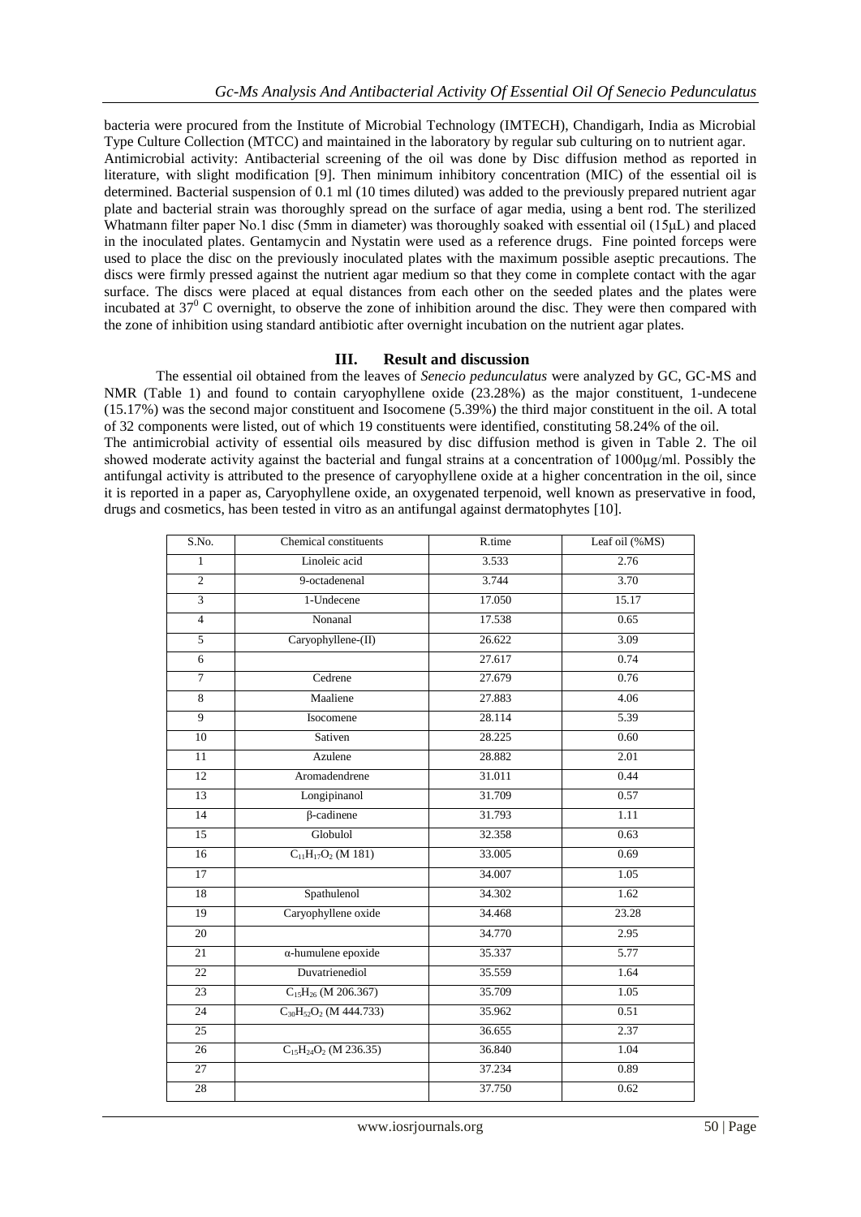bacteria were procured from the Institute of Microbial Technology (IMTECH), Chandigarh, India as Microbial Type Culture Collection (MTCC) and maintained in the laboratory by regular sub culturing on to nutrient agar.

Antimicrobial activity: Antibacterial screening of the oil was done by Disc diffusion method as reported in literature, with slight modification [9]. Then minimum inhibitory concentration (MIC) of the essential oil is determined. Bacterial suspension of 0.1 ml (10 times diluted) was added to the previously prepared nutrient agar plate and bacterial strain was thoroughly spread on the surface of agar media, using a bent rod. The sterilized Whatmann filter paper No.1 disc (5mm in diameter) was thoroughly soaked with essential oil (15μL) and placed in the inoculated plates. Gentamycin and Nystatin were used as a reference drugs. Fine pointed forceps were used to place the disc on the previously inoculated plates with the maximum possible aseptic precautions. The discs were firmly pressed against the nutrient agar medium so that they come in complete contact with the agar surface. The discs were placed at equal distances from each other on the seeded plates and the plates were incubated at $37^0$ C overnight, to observe the zone of inhibition around the disc. They were then compared with the zone of inhibition using standard antibiotic after overnight incubation on the nutrient agar plates.

## III. Result and discussion

The essential oil obtained from the leaves of *Senecio pedunculatus* were analyzed by GC, GC-MS and NMR (Table 1) and found to contain caryophyllene oxide (23.28%) as the major constituent, 1-undecene (15.17%) was the second major constituent and Isocomene (5.39%) the third major constituent in the oil. A total of 32 components were listed, out of which 19 constituents were identified, constituting 58.24% of the oil.

The antimicrobial activity of essential oils measured by disc diffusion method is given in Table 2. The oil showed moderate activity against the bacterial and fungal strains at a concentration of 1000μg/ml. Possibly the antifungal activity is attributed to the presence of caryophyllene oxide at a higher concentration in the oil, since it is reported in a paper as, Caryophyllene oxide, an oxygenated terpenoid, well known as preservative in food, drugs and cosmetics, has been tested in vitro as an antifungal against dermatophytes [10].

| S.No. | Chemical constituents | R.time | Leaf oil (%MS) |
|---|---|---|---|
| 1 | Linoleic acid | 3.533 | 2.76 |
| 2 | 9-octadenenal | 3.744 | 3.70 |
| 3 | 1-Undecene | 17.050 | 15.17 |
| 4 | Nonanal | 17.538 | 0.65 |
| 5 | Caryophyllene-(II) | 26.622 | 3.09 |
| 6 | | 27.617 | 0.74 |
| 7 | Cedrene | 27.679 | 0.76 |
| 8 | Maaliene | 27.883 | 4.06 |
| 9 | Isocomene | 28.114 | 5.39 |
| 10 | Sativen | 28.225 | 0.60 |
| 11 | Azulene | 28.882 | 2.01 |
| 12 | Aromadendrene | 31.011 | 0.44 |
| 13 | Longipinanol | 31.709 | 0.57 |
| 14 | β-cadinene | 31.793 | 1.11 |
| 15 | Globulol | 32.358 | 0.63 |
| 16 | $C_{11}H_{17}O_2$ (M 181) | 33.005 | 0.69 |
| 17 | | 34.007 | 1.05 |
| 18 | Spathulenol | 34.302 | 1.62 |
| 19 | Caryophyllene oxide | 34.468 | 23.28 |
| 20 | | 34.770 | 2.95 |
| 21 | α-humulene epoxide | 35.337 | 5.77 |
| 22 | Duvatrienediol | 35.559 | 1.64 |
| 23 | $C_{15}H_{26}$ (M 206.367) | 35.709 | 1.05 |
| 24 | $C_{30}H_{52}O_2$ (M 444.733) | 35.962 | 0.51 |
| 25 | | 36.655 | 2.37 |
| 26 | $C_{15}H_{24}O_2$ (M 236.35) | 36.840 | 1.04 |
| 27 | | 37.234 | 0.89 |
| 28 | | 37.750 | 0.62 |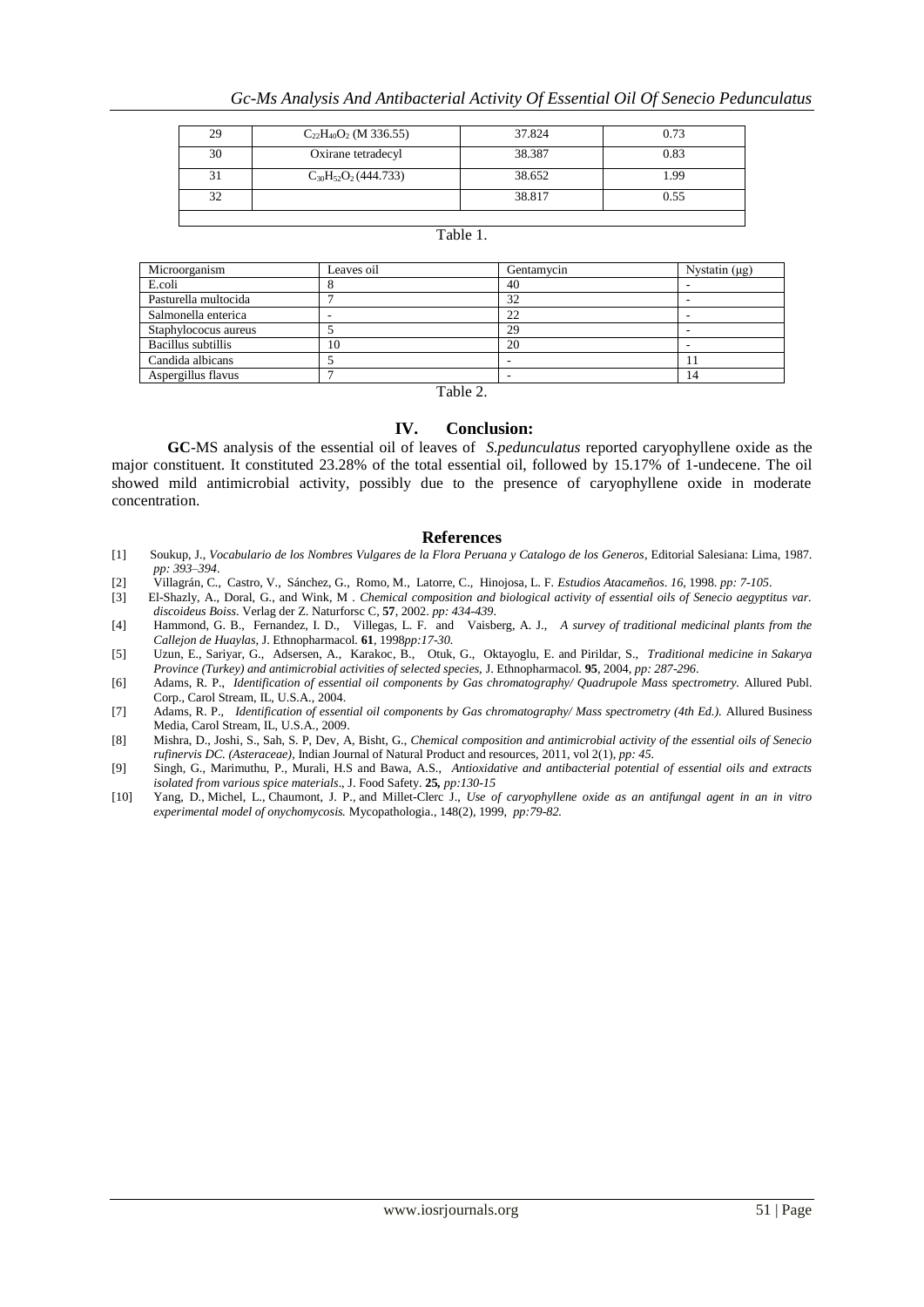| | | | |
|---|---|---|---|
| 29 | $C_{22}H_{40}O_2$ (M 336.55) | 37.824 | 0.73 |
| 30 | Oxirane tetradecyl | 38.387 | 0.83 |
| 31 | $C_{30}H_{52}O_2$ (444.733) | 38.652 | 1.99 |
| 32 | | 38.817 | 0.55 |
| | | | |

Table 1.

| Microorganism | Leaves oil | Gentamycin | Nystatin (μg) |
|---|---|---|---|
| E.coli | 8 | 40 | - |
| Pasturella multocida | 7 | 32 | - |
| Salmonella enterica | - | 22 | - |
| Staphylococus aureus | 5 | 29 | - |
| Bacillus subtillis | 10 | 20 | - |
| Candida albicans | 5 | - | 11 |
| Aspergillus flavus | 7 | - | 14 |

Table 2.

## IV. Conclusion:

**GC**-MS analysis of the essential oil of leaves of *S.pedunculatus* reported caryophyllene oxide as the major constituent. It constituted 23.28% of the total essential oil, followed by 15.17% of 1-undecene. The oil showed mild antimicrobial activity, possibly due to the presence of caryophyllene oxide in moderate concentration.

## References

[1] Soukup, J., *Vocabulario de los Nombres Vulgares de la Flora Peruana y Catalogo de los Generos*, Editorial Salesiana: Lima, 1987. *pp: 393–394*.

[2] Villagrán, C., Castro, V., Sánchez, G., Romo, M., Latorre, C., Hinojosa, L. F. *Estudios Atacameños*. *16*, 1998. *pp: 7-105*.

[3] El-Shazly, A., Doral, G., and Wink, M . *Chemical composition and biological activity of essential oils of Senecio aegyptitus var. discoideus Boiss*. Verlag der Z. Naturforsc C, **57**, 2002. *pp: 434-439*.

[4] Hammond, G. B., Fernandez, I. D., Villegas, L. F. and Vaisberg, A. J., *A survey of traditional medicinal plants from the Callejon de Huaylas*, J. Ethnopharmacol. **61**, 1998*pp:17-30.*

[5] Uzun, E., Sariyar, G., Adsersen, A., Karakoc, B., Otuk, G., Oktayoglu, E. and Pirildar, S., *Traditional medicine in Sakarya Province (Turkey) and antimicrobial activities of selected species*, J. Ethnopharmacol. **95**, 2004, *pp: 287-296*.

[6] Adams, R. P., *Identification of essential oil components by Gas chromatography/ Quadrupole Mass spectrometry.* Allured Publ. Corp., Carol Stream, IL, U.S.A., 2004.

[7] Adams, R. P., *Identification of essential oil components by Gas chromatography/ Mass spectrometry (4th Ed.).* Allured Business Media, Carol Stream, IL, U.S.A., 2009.

[8] Mishra, D., Joshi, S., Sah, S. P, Dev, A, Bisht, G., *Chemical composition and antimicrobial activity of the essential oils of Senecio rufinervis DC. (Asteraceae)*, Indian Journal of Natural Product and resources, 2011, vol 2(1), *pp: 45.*

[9] Singh, G., Marimuthu, P., Murali, H.S and Bawa, A.S., *Antioxidative and antibacterial potential of essential oils and extracts isolated from various spice materials*., J. Food Safety. **25,** *pp:130-15*

[10] Yang, D., Michel, L., Chaumont, J. P., and Millet-Clerc J., *Use of caryophyllene oxide as an antifungal agent in an in vitro experimental model of onychomycosis.* Mycopathologia., 148(2), 1999, *pp:79-82.*